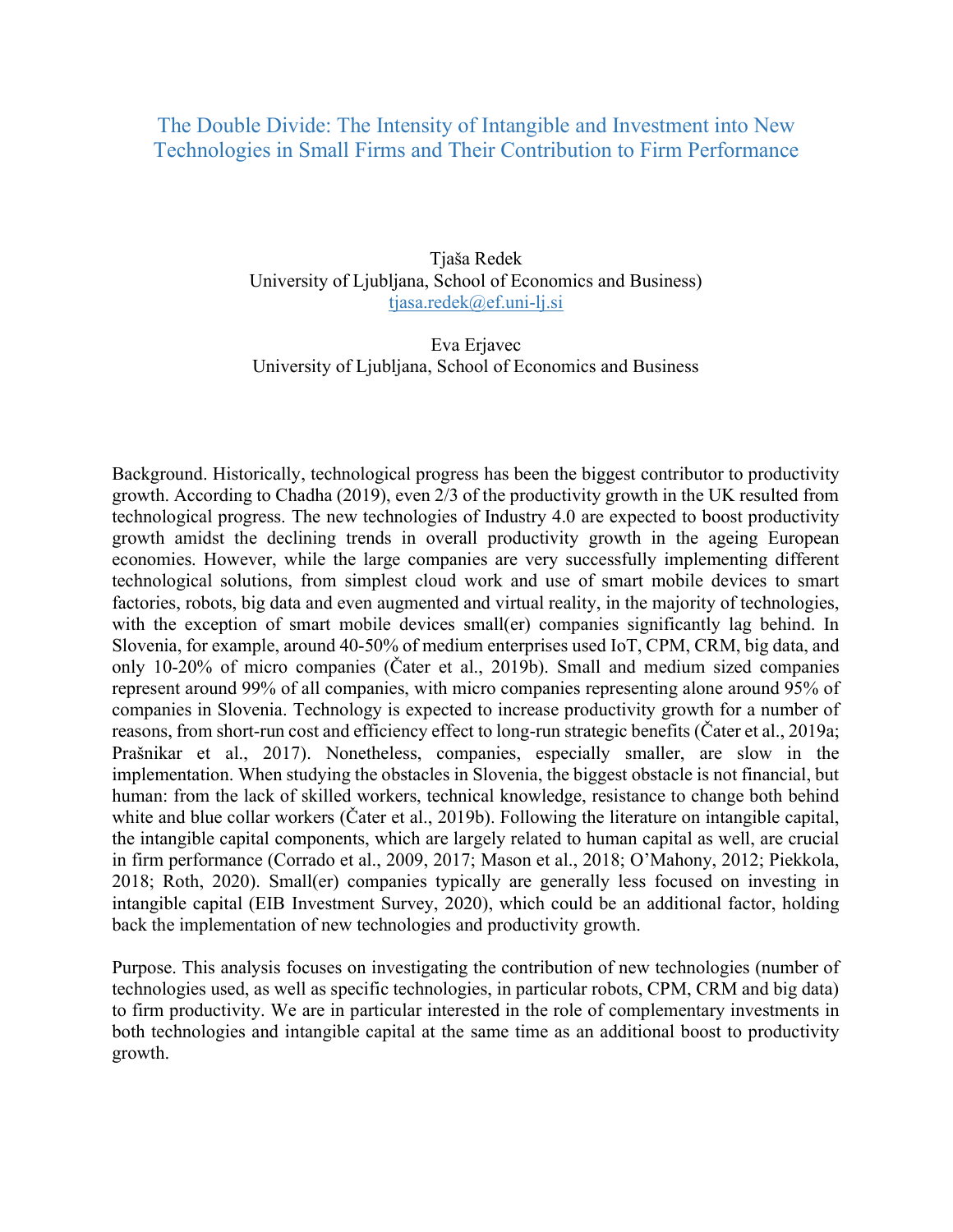# The Double Divide: The Intensity of Intangible and Investment into New Technologies in Small Firms and Their Contribution to Firm Performance

Tjaša Redek
University of Ljubljana, School of Economics and Business)
tjasa.redek@ef.uni-lj.si

Eva Erjavec
University of Ljubljana, School of Economics and Business

Background. Historically, technological progress has been the biggest contributor to productivity growth. According to Chadha (2019), even 2/3 of the productivity growth in the UK resulted from technological progress. The new technologies of Industry 4.0 are expected to boost productivity growth amidst the declining trends in overall productivity growth in the ageing European economies. However, while the large companies are very successfully implementing different technological solutions, from simplest cloud work and use of smart mobile devices to smart factories, robots, big data and even augmented and virtual reality, in the majority of technologies, with the exception of smart mobile devices small(er) companies significantly lag behind. In Slovenia, for example, around 40-50% of medium enterprises used IoT, CPM, CRM, big data, and only 10-20% of micro companies (Čater et al., 2019b). Small and medium sized companies represent around 99% of all companies, with micro companies representing alone around 95% of companies in Slovenia. Technology is expected to increase productivity growth for a number of reasons, from short-run cost and efficiency effect to long-run strategic benefits (Čater et al., 2019a; Prašnikar et al., 2017). Nonetheless, companies, especially smaller, are slow in the implementation. When studying the obstacles in Slovenia, the biggest obstacle is not financial, but human: from the lack of skilled workers, technical knowledge, resistance to change both behind white and blue collar workers (Čater et al., 2019b). Following the literature on intangible capital, the intangible capital components, which are largely related to human capital as well, are crucial in firm performance (Corrado et al., 2009, 2017; Mason et al., 2018; O'Mahony, 2012; Piekkola, 2018; Roth, 2020). Small(er) companies typically are generally less focused on investing in intangible capital (EIB Investment Survey, 2020), which could be an additional factor, holding back the implementation of new technologies and productivity growth.

Purpose. This analysis focuses on investigating the contribution of new technologies (number of technologies used, as well as specific technologies, in particular robots, CPM, CRM and big data) to firm productivity. We are in particular interested in the role of complementary investments in both technologies and intangible capital at the same time as an additional boost to productivity growth.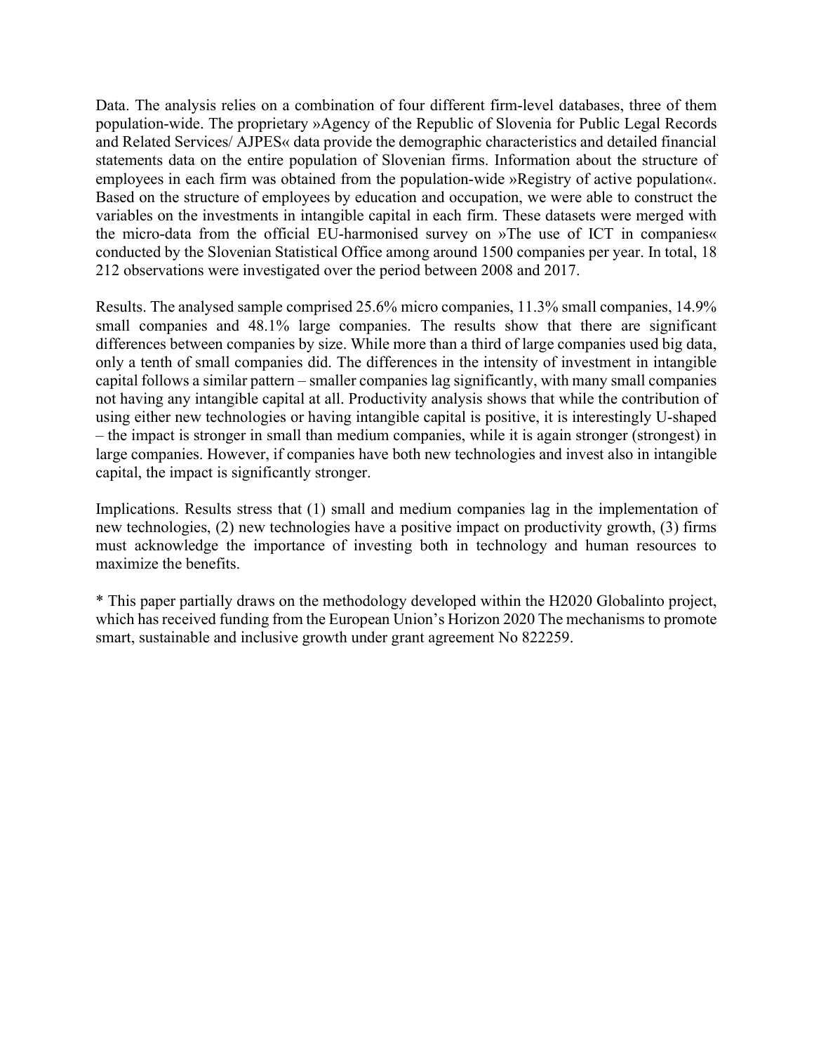Data. The analysis relies on a combination of four different firm-level databases, three of them population-wide. The proprietary »Agency of the Republic of Slovenia for Public Legal Records and Related Services/ AJPES« data provide the demographic characteristics and detailed financial statements data on the entire population of Slovenian firms. Information about the structure of employees in each firm was obtained from the population-wide »Registry of active population«. Based on the structure of employees by education and occupation, we were able to construct the variables on the investments in intangible capital in each firm. These datasets were merged with the micro-data from the official EU-harmonised survey on »The use of ICT in companies« conducted by the Slovenian Statistical Office among around 1500 companies per year. In total, 18 212 observations were investigated over the period between 2008 and 2017.

Results. The analysed sample comprised 25.6% micro companies, 11.3% small companies, 14.9% small companies and 48.1% large companies. The results show that there are significant differences between companies by size. While more than a third of large companies used big data, only a tenth of small companies did. The differences in the intensity of investment in intangible capital follows a similar pattern – smaller companies lag significantly, with many small companies not having any intangible capital at all. Productivity analysis shows that while the contribution of using either new technologies or having intangible capital is positive, it is interestingly U-shaped – the impact is stronger in small than medium companies, while it is again stronger (strongest) in large companies. However, if companies have both new technologies and invest also in intangible capital, the impact is significantly stronger.

Implications. Results stress that (1) small and medium companies lag in the implementation of new technologies, (2) new technologies have a positive impact on productivity growth, (3) firms must acknowledge the importance of investing both in technology and human resources to maximize the benefits.

* This paper partially draws on the methodology developed within the H2020 Globalinto project, which has received funding from the European Union's Horizon 2020 The mechanisms to promote smart, sustainable and inclusive growth under grant agreement No 822259.